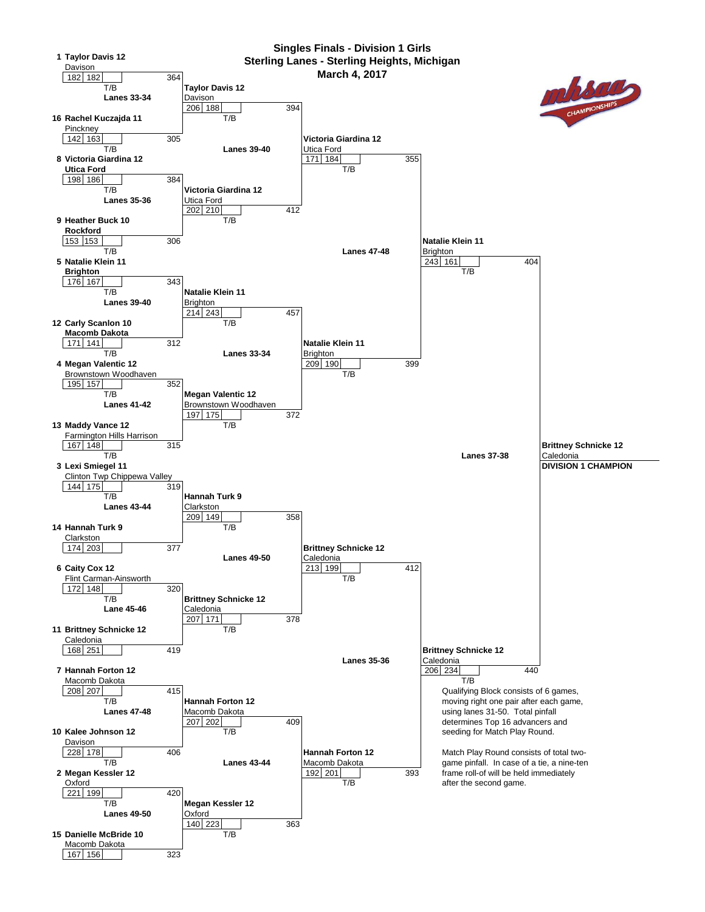# Singles Finals - Division 1 Girls
## Sterling Lanes - Sterling Heights, Michigan
### March 4, 2017

## Round 1

**Lanes 33-34**

| Seed | Bowler | School | Game 1 | Game 2 | T/B | Total |
|---|---|---|---|---|---|---|
| 1 | Taylor Davis 12 | Davison | 182 | 182 | | 364 |
| 16 | Rachel Kuczajda 11 | Pinckney | 142 | 163 | | 305 |

**Lanes 35-36**

| Seed | Bowler | School | Game 1 | Game 2 | T/B | Total |
|---|---|---|---|---|---|---|
| 8 | Victoria Giardina 12 | Utica Ford | 198 | 186 | | 384 |
| 9 | Heather Buck 10 | Rockford | 153 | 153 | | 306 |

**Lanes 39-40**

| Seed | Bowler | School | Game 1 | Game 2 | T/B | Total |
|---|---|---|---|---|---|---|
| 5 | Natalie Klein 11 | Brighton | 176 | 167 | | 343 |
| 12 | Carly Scanlon 10 | Macomb Dakota | 171 | 141 | | 312 |

**Lanes 41-42**

| Seed | Bowler | School | Game 1 | Game 2 | T/B | Total |
|---|---|---|---|---|---|---|
| 4 | Megan Valentic 12 | Brownstown Woodhaven | 195 | 157 | | 352 |
| 13 | Maddy Vance 12 | Farmington Hills Harrison | 167 | 148 | | 315 |

**Lanes 43-44**

| Seed | Bowler | School | Game 1 | Game 2 | T/B | Total |
|---|---|---|---|---|---|---|
| 3 | Lexi Smiegel 11 | Clinton Twp Chippewa Valley | 144 | 175 | | 319 |
| 14 | Hannah Turk 9 | Clarkston | 174 | 203 | | 377 |

**Lane 45-46**

| Seed | Bowler | School | Game 1 | Game 2 | T/B | Total |
|---|---|---|---|---|---|---|
| 6 | Caity Cox 12 | Flint Carman-Ainsworth | 172 | 148 | | 320 |
| 11 | Brittney Schnicke 12 | Caledonia | 168 | 251 | | 419 |

**Lanes 47-48**

| Seed | Bowler | School | Game 1 | Game 2 | T/B | Total |
|---|---|---|---|---|---|---|
| 7 | Hannah Forton 12 | Macomb Dakota | 208 | 207 | | 415 |
| 10 | Kalee Johnson 12 | Davison | 228 | 178 | | 406 |

**Lanes 49-50**

| Seed | Bowler | School | Game 1 | Game 2 | T/B | Total |
|---|---|---|---|---|---|---|
| 2 | Megan Kessler 12 | Oxford | 221 | 199 | | 420 |
| 15 | Danielle McBride 10 | Macomb Dakota | 167 | 156 | | 323 |

## Quarterfinals

**Lanes 39-40**

| Bowler | School | Game 1 | Game 2 | T/B | Total |
|---|---|---|---|---|---|
| Taylor Davis 12 | Davison | 206 | 188 | | 394 |
| Victoria Giardina 12 | Utica Ford | 202 | 210 | | 412 |

**Lanes 33-34**

| Bowler | School | Game 1 | Game 2 | T/B | Total |
|---|---|---|---|---|---|
| Natalie Klein 11 | Brighton | 214 | 243 | | 457 |
| Megan Valentic 12 | Brownstown Woodhaven | 197 | 175 | | 372 |

**Lanes 49-50**

| Bowler | School | Game 1 | Game 2 | T/B | Total |
|---|---|---|---|---|---|
| Hannah Turk 9 | Clarkston | 209 | 149 | | 358 |
| Brittney Schnicke 12 | Caledonia | 207 | 171 | | 378 |

**Lanes 43-44**

| Bowler | School | Game 1 | Game 2 | T/B | Total |
|---|---|---|---|---|---|
| Hannah Forton 12 | Macomb Dakota | 207 | 202 | | 409 |
| Megan Kessler 12 | Oxford | 140 | 223 | | 363 |

## Semifinals

**Lanes 47-48**

| Bowler | School | Game 1 | Game 2 | T/B | Total |
|---|---|---|---|---|---|
| Victoria Giardina 12 | Utica Ford | 171 | 184 | | 355 |
| Natalie Klein 11 | Brighton | 209 | 190 | | 399 |

**Lanes 35-36**

| Bowler | School | Game 1 | Game 2 | T/B | Total |
|---|---|---|---|---|---|
| Brittney Schnicke 12 | Caledonia | 213 | 199 | | 412 |
| Hannah Forton 12 | Macomb Dakota | 192 | 201 | | 393 |

## Final

**Lanes 37-38**

| Bowler | School | Game 1 | Game 2 | T/B | Total |
|---|---|---|---|---|---|
| Natalie Klein 11 | Brighton | 243 | 161 | | 404 |
| Brittney Schnicke 12 | Caledonia | 206 | 234 | | 440 |

**Brittney Schnicke 12**
Caledonia
**DIVISION 1 CHAMPION**

Qualifying Block consists of 6 games, moving right one pair after each game, using lanes 31-50. Total pinfall determines Top 16 advancers and seeding for Match Play Round.

Match Play Round consists of total two-game pinfall. In case of a tie, a nine-ten frame roll-of will be held immediately after the second game.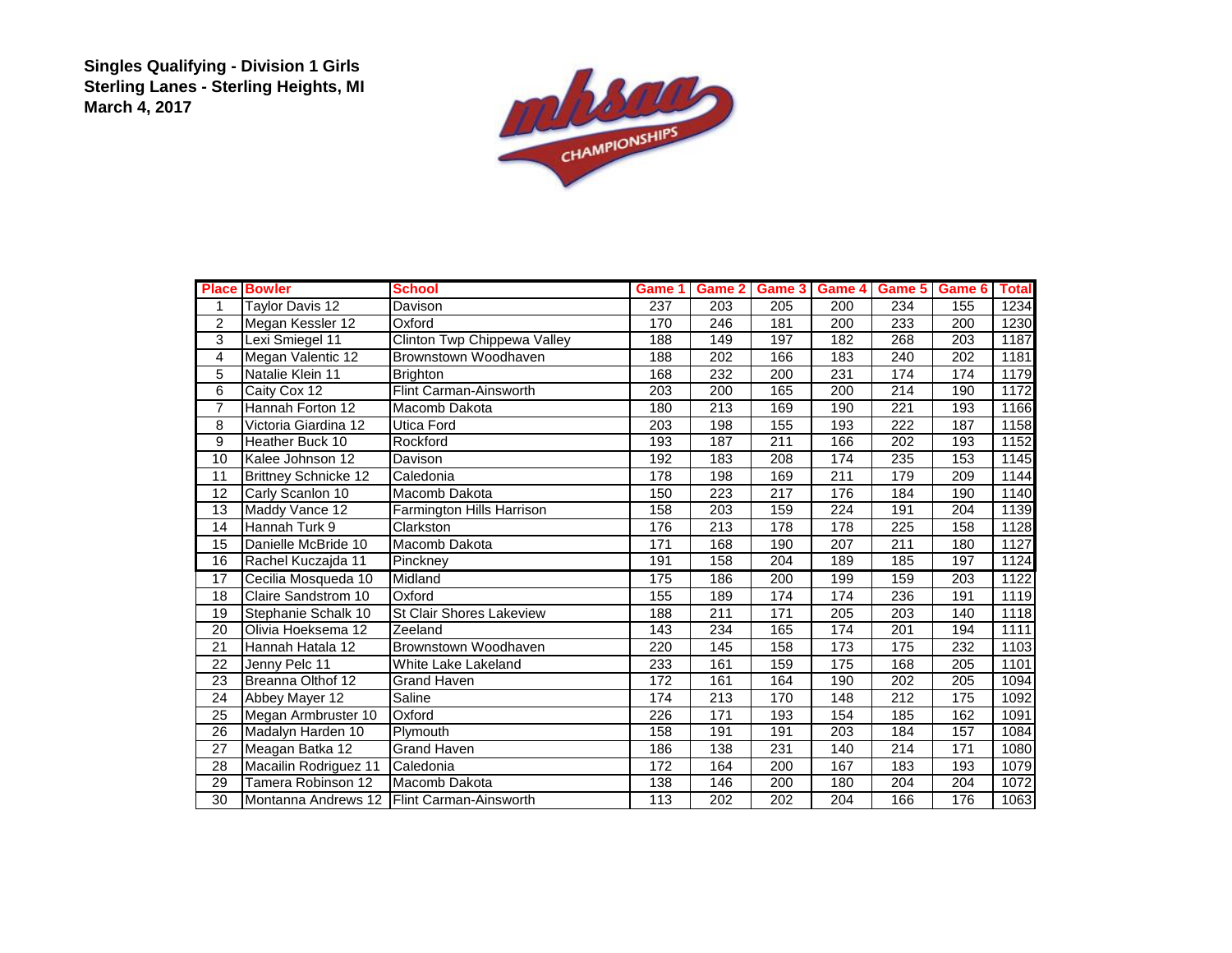**Singles Qualifying - Division 1 Girls**
**Sterling Lanes - Sterling Heights, MI**
**March 4, 2017**

| Place | Bowler | School | Game 1 | Game 2 | Game 3 | Game 4 | Game 5 | Game 6 | Total |
|---|---|---|---|---|---|---|---|---|---|
| 1 | Taylor Davis 12 | Davison | 237 | 203 | 205 | 200 | 234 | 155 | 1234 |
| 2 | Megan Kessler 12 | Oxford | 170 | 246 | 181 | 200 | 233 | 200 | 1230 |
| 3 | Lexi Smiegel 11 | Clinton Twp Chippewa Valley | 188 | 149 | 197 | 182 | 268 | 203 | 1187 |
| 4 | Megan Valentic 12 | Brownstown Woodhaven | 188 | 202 | 166 | 183 | 240 | 202 | 1181 |
| 5 | Natalie Klein 11 | Brighton | 168 | 232 | 200 | 231 | 174 | 174 | 1179 |
| 6 | Caity Cox 12 | Flint Carman-Ainsworth | 203 | 200 | 165 | 200 | 214 | 190 | 1172 |
| 7 | Hannah Forton 12 | Macomb Dakota | 180 | 213 | 169 | 190 | 221 | 193 | 1166 |
| 8 | Victoria Giardina 12 | Utica Ford | 203 | 198 | 155 | 193 | 222 | 187 | 1158 |
| 9 | Heather Buck 10 | Rockford | 193 | 187 | 211 | 166 | 202 | 193 | 1152 |
| 10 | Kalee Johnson 12 | Davison | 192 | 183 | 208 | 174 | 235 | 153 | 1145 |
| 11 | Brittney Schnicke 12 | Caledonia | 178 | 198 | 169 | 211 | 179 | 209 | 1144 |
| 12 | Carly Scanlon 10 | Macomb Dakota | 150 | 223 | 217 | 176 | 184 | 190 | 1140 |
| 13 | Maddy Vance 12 | Farmington Hills Harrison | 158 | 203 | 159 | 224 | 191 | 204 | 1139 |
| 14 | Hannah Turk 9 | Clarkston | 176 | 213 | 178 | 178 | 225 | 158 | 1128 |
| 15 | Danielle McBride 10 | Macomb Dakota | 171 | 168 | 190 | 207 | 211 | 180 | 1127 |
| 16 | Rachel Kuczajda 11 | Pinckney | 191 | 158 | 204 | 189 | 185 | 197 | 1124 |
| 17 | Cecilia Mosqueda 10 | Midland | 175 | 186 | 200 | 199 | 159 | 203 | 1122 |
| 18 | Claire Sandstrom 10 | Oxford | 155 | 189 | 174 | 174 | 236 | 191 | 1119 |
| 19 | Stephanie Schalk 10 | St Clair Shores Lakeview | 188 | 211 | 171 | 205 | 203 | 140 | 1118 |
| 20 | Olivia Hoeksema 12 | Zeeland | 143 | 234 | 165 | 174 | 201 | 194 | 1111 |
| 21 | Hannah Hatala 12 | Brownstown Woodhaven | 220 | 145 | 158 | 173 | 175 | 232 | 1103 |
| 22 | Jenny Pelc 11 | White Lake Lakeland | 233 | 161 | 159 | 175 | 168 | 205 | 1101 |
| 23 | Breanna Olthof 12 | Grand Haven | 172 | 161 | 164 | 190 | 202 | 205 | 1094 |
| 24 | Abbey Mayer 12 | Saline | 174 | 213 | 170 | 148 | 212 | 175 | 1092 |
| 25 | Megan Armbruster 10 | Oxford | 226 | 171 | 193 | 154 | 185 | 162 | 1091 |
| 26 | Madalyn Harden 10 | Plymouth | 158 | 191 | 191 | 203 | 184 | 157 | 1084 |
| 27 | Meagan Batka 12 | Grand Haven | 186 | 138 | 231 | 140 | 214 | 171 | 1080 |
| 28 | Macailin Rodriguez 11 | Caledonia | 172 | 164 | 200 | 167 | 183 | 193 | 1079 |
| 29 | Tamera Robinson 12 | Macomb Dakota | 138 | 146 | 200 | 180 | 204 | 204 | 1072 |
| 30 | Montanna Andrews 12 | Flint Carman-Ainsworth | 113 | 202 | 202 | 204 | 166 | 176 | 1063 |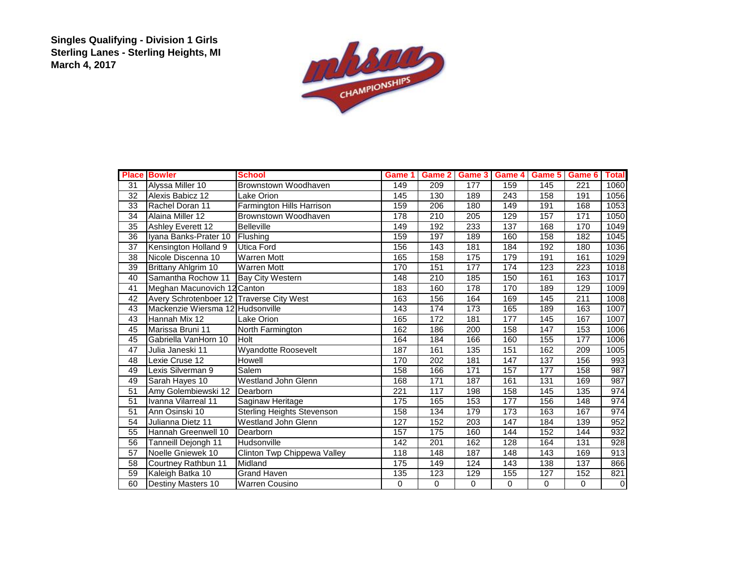**Singles Qualifying - Division 1 Girls**
**Sterling Lanes - Sterling Heights, MI**
**March 4, 2017**

| Place | Bowler | School | Game 1 | Game 2 | Game 3 | Game 4 | Game 5 | Game 6 | Total |
|---|---|---|---|---|---|---|---|---|---|
| 31 | Alyssa Miller 10 | Brownstown Woodhaven | 149 | 209 | 177 | 159 | 145 | 221 | 1060 |
| 32 | Alexis Babicz 12 | Lake Orion | 145 | 130 | 189 | 243 | 158 | 191 | 1056 |
| 33 | Rachel Doran 11 | Farmington Hills Harrison | 159 | 206 | 180 | 149 | 191 | 168 | 1053 |
| 34 | Alaina Miller 12 | Brownstown Woodhaven | 178 | 210 | 205 | 129 | 157 | 171 | 1050 |
| 35 | Ashley Everett 12 | Belleville | 149 | 192 | 233 | 137 | 168 | 170 | 1049 |
| 36 | Iyana Banks-Prater 10 | Flushing | 159 | 197 | 189 | 160 | 158 | 182 | 1045 |
| 37 | Kensington Holland 9 | Utica Ford | 156 | 143 | 181 | 184 | 192 | 180 | 1036 |
| 38 | Nicole Discenna 10 | Warren Mott | 165 | 158 | 175 | 179 | 191 | 161 | 1029 |
| 39 | Brittany Ahlgrim 10 | Warren Mott | 170 | 151 | 177 | 174 | 123 | 223 | 1018 |
| 40 | Samantha Rochow 11 | Bay City Western | 148 | 210 | 185 | 150 | 161 | 163 | 1017 |
| 41 | Meghan Macunovich 12 | Canton | 183 | 160 | 178 | 170 | 189 | 129 | 1009 |
| 42 | Avery Schrotenboer 12 | Traverse City West | 163 | 156 | 164 | 169 | 145 | 211 | 1008 |
| 43 | Mackenzie Wiersma 12 | Hudsonville | 143 | 174 | 173 | 165 | 189 | 163 | 1007 |
| 43 | Hannah Mix 12 | Lake Orion | 165 | 172 | 181 | 177 | 145 | 167 | 1007 |
| 45 | Marissa Bruni 11 | North Farmington | 162 | 186 | 200 | 158 | 147 | 153 | 1006 |
| 45 | Gabriella VanHorn 10 | Holt | 164 | 184 | 166 | 160 | 155 | 177 | 1006 |
| 47 | Julia Janeski 11 | Wyandotte Roosevelt | 187 | 161 | 135 | 151 | 162 | 209 | 1005 |
| 48 | Lexie Cruse 12 | Howell | 170 | 202 | 181 | 147 | 137 | 156 | 993 |
| 49 | Lexis Silverman 9 | Salem | 158 | 166 | 171 | 157 | 177 | 158 | 987 |
| 49 | Sarah Hayes 10 | Westland John Glenn | 168 | 171 | 187 | 161 | 131 | 169 | 987 |
| 51 | Amy Golembiewski 12 | Dearborn | 221 | 117 | 198 | 158 | 145 | 135 | 974 |
| 51 | Ivanna Vilarreal 11 | Saginaw Heritage | 175 | 165 | 153 | 177 | 156 | 148 | 974 |
| 51 | Ann Osinski 10 | Sterling Heights Stevenson | 158 | 134 | 179 | 173 | 163 | 167 | 974 |
| 54 | Julianna Dietz 11 | Westland John Glenn | 127 | 152 | 203 | 147 | 184 | 139 | 952 |
| 55 | Hannah Greenwell 10 | Dearborn | 157 | 175 | 160 | 144 | 152 | 144 | 932 |
| 56 | Tanneill Dejongh 11 | Hudsonville | 142 | 201 | 162 | 128 | 164 | 131 | 928 |
| 57 | Noelle Gniewek 10 | Clinton Twp Chippewa Valley | 118 | 148 | 187 | 148 | 143 | 169 | 913 |
| 58 | Courtney Rathbun 11 | Midland | 175 | 149 | 124 | 143 | 138 | 137 | 866 |
| 59 | Kaleigh Batka 10 | Grand Haven | 135 | 123 | 129 | 155 | 127 | 152 | 821 |
| 60 | Destiny Masters 10 | Warren Cousino | 0 | 0 | 0 | 0 | 0 | 0 | 0 |